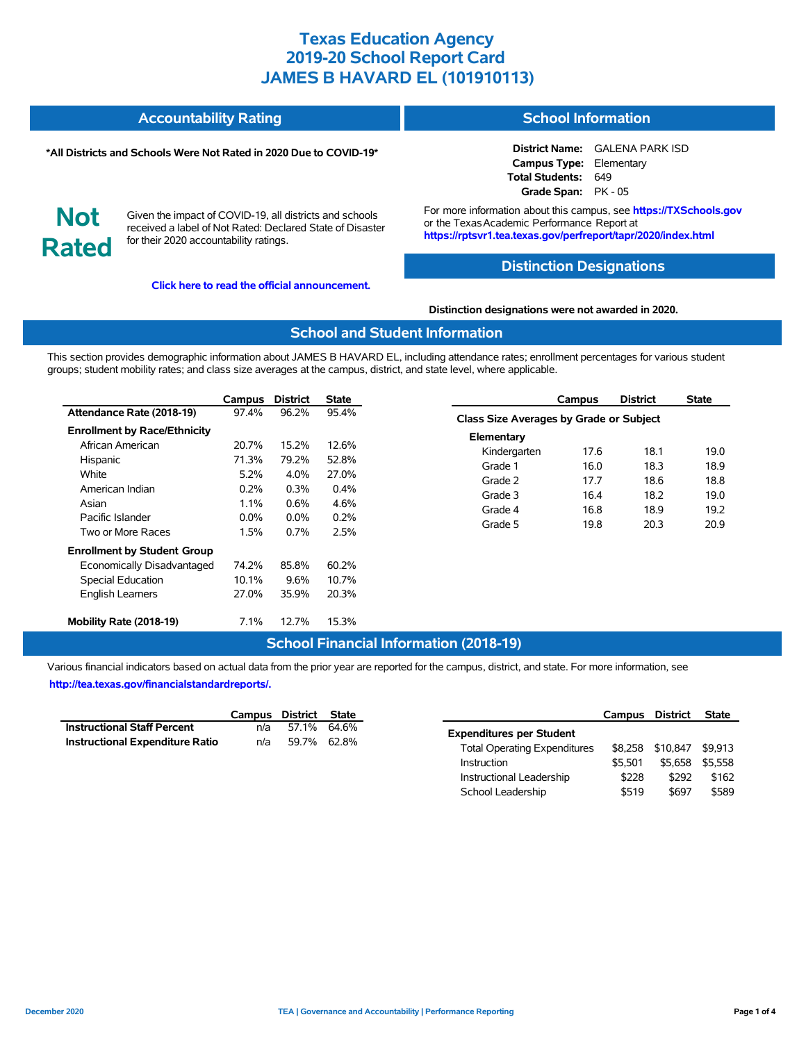# Texas Education Agency
# 2019-20 School Report Card
# JAMES B HAVARD EL (101910113)

## Accountability Rating

***All Districts and Schools Were Not Rated in 2020 Due to COVID-19***

**Not Rated**

Given the impact of COVID-19, all districts and schools received a label of Not Rated: Declared State of Disaster for their 2020 accountability ratings.

**Click here to read the official announcement.**

## School Information

**District Name:** GALENA PARK ISD
**Campus Type:** Elementary
**Total Students:** 649
**Grade Span:** PK - 05

For more information about this campus, see **https://TXSchools.gov** or the Texas Academic Performance Report at **https://rptsvr1.tea.texas.gov/perfreport/tapr/2020/index.html**

## Distinction Designations

**Distinction designations were not awarded in 2020.**

## School and Student Information

This section provides demographic information about JAMES B HAVARD EL, including attendance rates; enrollment percentages for various student groups; student mobility rates; and class size averages at the campus, district, and state level, where applicable.

| | Campus | District | State |
|---|---|---|---|
| **Attendance Rate (2018-19)** | 97.4% | 96.2% | 95.4% |
| **Enrollment by Race/Ethnicity** | | | |
| African American | 20.7% | 15.2% | 12.6% |
| Hispanic | 71.3% | 79.2% | 52.8% |
| White | 5.2% | 4.0% | 27.0% |
| American Indian | 0.2% | 0.3% | 0.4% |
| Asian | 1.1% | 0.6% | 4.6% |
| Pacific Islander | 0.0% | 0.0% | 0.2% |
| Two or More Races | 1.5% | 0.7% | 2.5% |
| **Enrollment by Student Group** | | | |
| Economically Disadvantaged | 74.2% | 85.8% | 60.2% |
| Special Education | 10.1% | 9.6% | 10.7% |
| English Learners | 27.0% | 35.9% | 20.3% |
| **Mobility Rate (2018-19)** | 7.1% | 12.7% | 15.3% |

| | Campus | District | State |
|---|---|---|---|
| **Class Size Averages by Grade or Subject** | | | |
| **Elementary** | | | |
| Kindergarten | 17.6 | 18.1 | 19.0 |
| Grade 1 | 16.0 | 18.3 | 18.9 |
| Grade 2 | 17.7 | 18.6 | 18.8 |
| Grade 3 | 16.4 | 18.2 | 19.0 |
| Grade 4 | 16.8 | 18.9 | 19.2 |
| Grade 5 | 19.8 | 20.3 | 20.9 |

## School Financial Information (2018-19)

Various financial indicators based on actual data from the prior year are reported for the campus, district, and state. For more information, see **http://tea.texas.gov/financialstandardreports/.**

| | Campus | District | State |
|---|---|---|---|
| **Instructional Staff Percent** | n/a | 57.1% | 64.6% |
| **Instructional Expenditure Ratio** | n/a | 59.7% | 62.8% |

| | Campus | District | State |
|---|---|---|---|
| **Expenditures per Student** | | | |
| Total Operating Expenditures | $8,258 | $10,847 | $9,913 |
| Instruction | $5,501 | $5,658 | $5,558 |
| Instructional Leadership | $228 | $292 | $162 |
| School Leadership | $519 | $697 | $589 |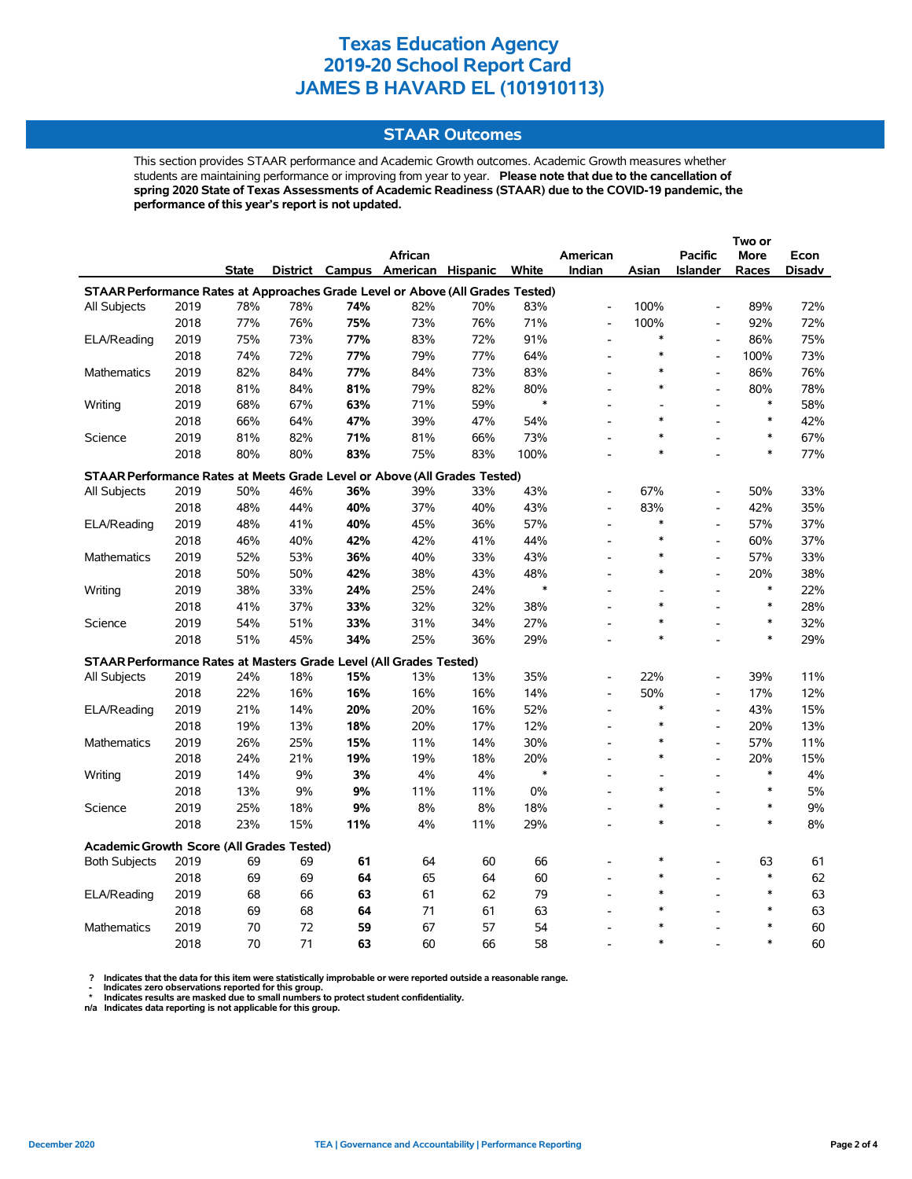# Texas Education Agency
# 2019-20 School Report Card
# JAMES B HAVARD EL (101910113)

## STAAR Outcomes

This section provides STAAR performance and Academic Growth outcomes. Academic Growth measures whether students are maintaining performance or improving from year to year. **Please note that due to the cancellation of spring 2020 State of Texas Assessments of Academic Readiness (STAAR) due to the COVID-19 pandemic, the performance of this year's report is not updated.**

| | | State | District | Campus | African American | Hispanic | White | American Indian | Asian | Pacific Islander | Two or More Races | Econ Disadv |
|---|---|---|---|---|---|---|---|---|---|---|---|---|
| **STAAR Performance Rates at Approaches Grade Level or Above (All Grades Tested)** | | | | | | | | | | | | |
| All Subjects | 2019 | 78% | 78% | **74%** | 82% | 70% | 83% | - | 100% | - | 89% | 72% |
| | 2018 | 77% | 76% | **75%** | 73% | 76% | 71% | - | 100% | - | 92% | 72% |
| ELA/Reading | 2019 | 75% | 73% | **77%** | 83% | 72% | 91% | - | * | - | 86% | 75% |
| | 2018 | 74% | 72% | **77%** | 79% | 77% | 64% | - | * | - | 100% | 73% |
| Mathematics | 2019 | 82% | 84% | **77%** | 84% | 73% | 83% | - | * | - | 86% | 76% |
| | 2018 | 81% | 84% | **81%** | 79% | 82% | 80% | - | * | - | 80% | 78% |
| Writing | 2019 | 68% | 67% | **63%** | 71% | 59% | * | - | - | - | * | 58% |
| | 2018 | 66% | 64% | **47%** | 39% | 47% | 54% | - | * | - | * | 42% |
| Science | 2019 | 81% | 82% | **71%** | 81% | 66% | 73% | - | * | - | * | 67% |
| | 2018 | 80% | 80% | **83%** | 75% | 83% | 100% | - | * | - | * | 77% |
| **STAAR Performance Rates at Meets Grade Level or Above (All Grades Tested)** | | | | | | | | | | | | |
| All Subjects | 2019 | 50% | 46% | **36%** | 39% | 33% | 43% | - | 67% | - | 50% | 33% |
| | 2018 | 48% | 44% | **40%** | 37% | 40% | 43% | - | 83% | - | 42% | 35% |
| ELA/Reading | 2019 | 48% | 41% | **40%** | 45% | 36% | 57% | - | * | - | 57% | 37% |
| | 2018 | 46% | 40% | **42%** | 42% | 41% | 44% | - | * | - | 60% | 37% |
| Mathematics | 2019 | 52% | 53% | **36%** | 40% | 33% | 43% | - | * | - | 57% | 33% |
| | 2018 | 50% | 50% | **42%** | 38% | 43% | 48% | - | * | - | 20% | 38% |
| Writing | 2019 | 38% | 33% | **24%** | 25% | 24% | * | - | - | - | * | 22% |
| | 2018 | 41% | 37% | **33%** | 32% | 32% | 38% | - | * | - | * | 28% |
| Science | 2019 | 54% | 51% | **33%** | 31% | 34% | 27% | - | * | - | * | 32% |
| | 2018 | 51% | 45% | **34%** | 25% | 36% | 29% | - | * | - | * | 29% |
| **STAAR Performance Rates at Masters Grade Level (All Grades Tested)** | | | | | | | | | | | | |
| All Subjects | 2019 | 24% | 18% | **15%** | 13% | 13% | 35% | - | 22% | - | 39% | 11% |
| | 2018 | 22% | 16% | **16%** | 16% | 16% | 14% | - | 50% | - | 17% | 12% |
| ELA/Reading | 2019 | 21% | 14% | **20%** | 20% | 16% | 52% | - | * | - | 43% | 15% |
| | 2018 | 19% | 13% | **18%** | 20% | 17% | 12% | - | * | - | 20% | 13% |
| Mathematics | 2019 | 26% | 25% | **15%** | 11% | 14% | 30% | - | * | - | 57% | 11% |
| | 2018 | 24% | 21% | **19%** | 19% | 18% | 20% | - | * | - | 20% | 15% |
| Writing | 2019 | 14% | 9% | **3%** | 4% | 4% | * | - | - | - | * | 4% |
| | 2018 | 13% | 9% | **9%** | 11% | 11% | 0% | - | * | - | * | 5% |
| Science | 2019 | 25% | 18% | **9%** | 8% | 8% | 18% | - | * | - | * | 9% |
| | 2018 | 23% | 15% | **11%** | 4% | 11% | 29% | - | * | - | * | 8% |
| **Academic Growth Score (All Grades Tested)** | | | | | | | | | | | | |
| Both Subjects | 2019 | 69 | 69 | **61** | 64 | 60 | 66 | - | * | - | 63 | 61 |
| | 2018 | 69 | 69 | **64** | 65 | 64 | 60 | - | * | - | * | 62 |
| ELA/Reading | 2019 | 68 | 66 | **63** | 61 | 62 | 79 | - | * | - | * | 63 |
| | 2018 | 69 | 68 | **64** | 71 | 61 | 63 | - | * | - | * | 63 |
| Mathematics | 2019 | 70 | 72 | **59** | 67 | 57 | 54 | - | * | - | * | 60 |
| | 2018 | 70 | 71 | **63** | 60 | 66 | 58 | - | * | - | * | 60 |

**? Indicates that the data for this item were statistically improbable or were reported outside a reasonable range.**
**- Indicates zero observations reported for this group.**
**\* Indicates results are masked due to small numbers to protect student confidentiality.**
**n/a Indicates data reporting is not applicable for this group.**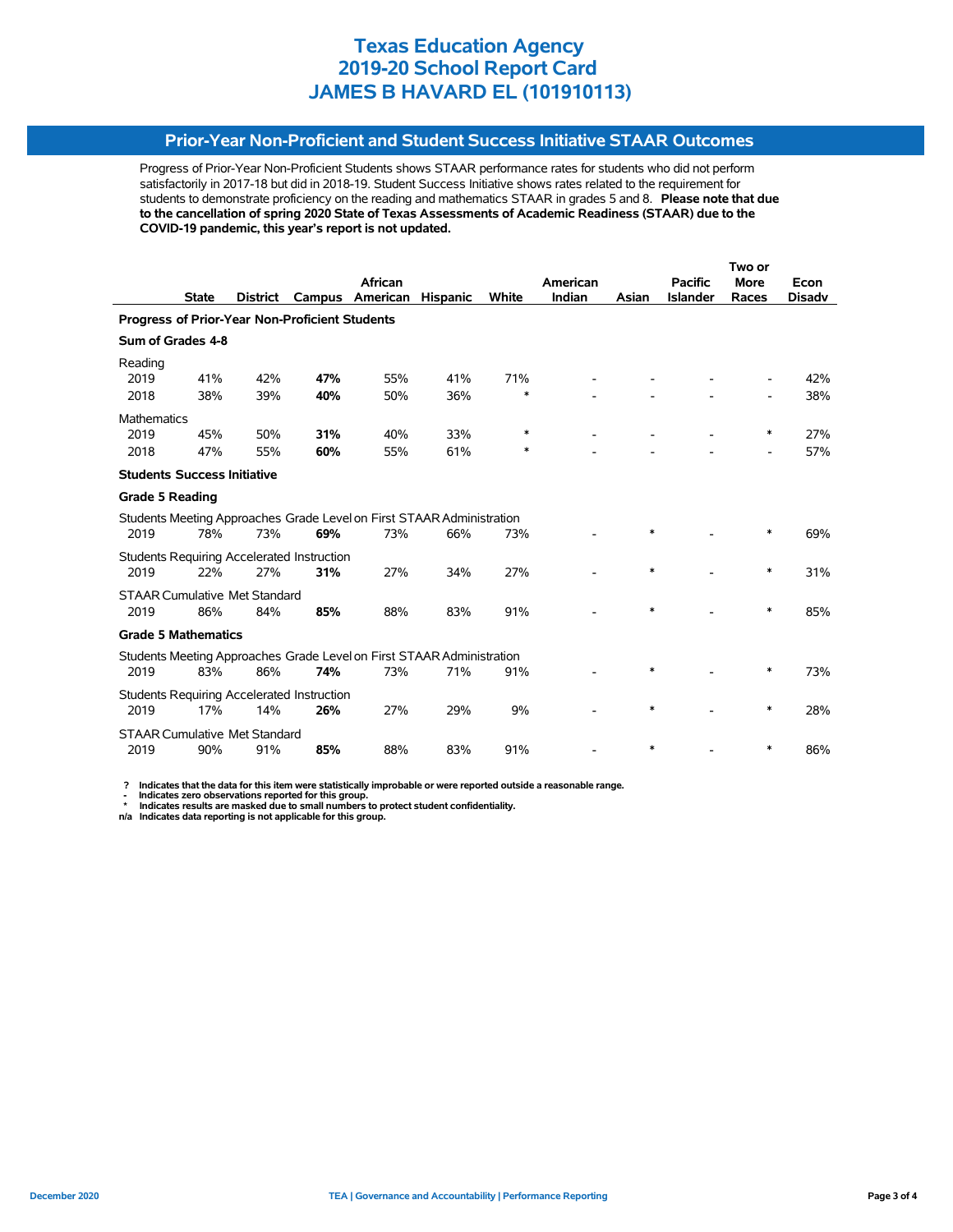# Texas Education Agency
# 2019-20 School Report Card
# JAMES B HAVARD EL (101910113)

## Prior-Year Non-Proficient and Student Success Initiative STAAR Outcomes

Progress of Prior-Year Non-Proficient Students shows STAAR performance rates for students who did not perform satisfactorily in 2017-18 but did in 2018-19. Student Success Initiative shows rates related to the requirement for students to demonstrate proficiency on the reading and mathematics STAAR in grades 5 and 8. **Please note that due to the cancellation of spring 2020 State of Texas Assessments of Academic Readiness (STAAR) due to the COVID-19 pandemic, this year's report is not updated.**

| | State | District | Campus | African American | Hispanic | White | American Indian | Asian | Pacific Islander | Two or More Races | Econ Disadv |
|---|---|---|---|---|---|---|---|---|---|---|---|
| **Progress of Prior-Year Non-Proficient Students** | | | | | | | | | | | |
| **Sum of Grades 4-8** | | | | | | | | | | | |
| Reading | | | | | | | | | | | |
| 2019 | 41% | 42% | **47%** | 55% | 41% | 71% | - | - | - | - | 42% |
| 2018 | 38% | 39% | **40%** | 50% | 36% | * | - | - | - | - | 38% |
| Mathematics | | | | | | | | | | | |
| 2019 | 45% | 50% | **31%** | 40% | 33% | * | - | - | - | * | 27% |
| 2018 | 47% | 55% | **60%** | 55% | 61% | * | - | - | - | - | 57% |
| **Students Success Initiative** | | | | | | | | | | | |
| **Grade 5 Reading** | | | | | | | | | | | |
| Students Meeting Approaches Grade Level on First STAAR Administration | | | | | | | | | | | |
| 2019 | 78% | 73% | **69%** | 73% | 66% | 73% | - | * | - | * | 69% |
| Students Requiring Accelerated Instruction | | | | | | | | | | | |
| 2019 | 22% | 27% | **31%** | 27% | 34% | 27% | - | * | - | * | 31% |
| STAAR Cumulative Met Standard | | | | | | | | | | | |
| 2019 | 86% | 84% | **85%** | 88% | 83% | 91% | - | * | - | * | 85% |
| **Grade 5 Mathematics** | | | | | | | | | | | |
| Students Meeting Approaches Grade Level on First STAAR Administration | | | | | | | | | | | |
| 2019 | 83% | 86% | **74%** | 73% | 71% | 91% | - | * | - | * | 73% |
| Students Requiring Accelerated Instruction | | | | | | | | | | | |
| 2019 | 17% | 14% | **26%** | 27% | 29% | 9% | - | * | - | * | 28% |
| STAAR Cumulative Met Standard | | | | | | | | | | | |
| 2019 | 90% | 91% | **85%** | 88% | 83% | 91% | - | * | - | * | 86% |

**?** Indicates that the data for this item were statistically improbable or were reported outside a reasonable range.
**-** Indicates zero observations reported for this group.
**\*** Indicates results are masked due to small numbers to protect student confidentiality.
**n/a** Indicates data reporting is not applicable for this group.